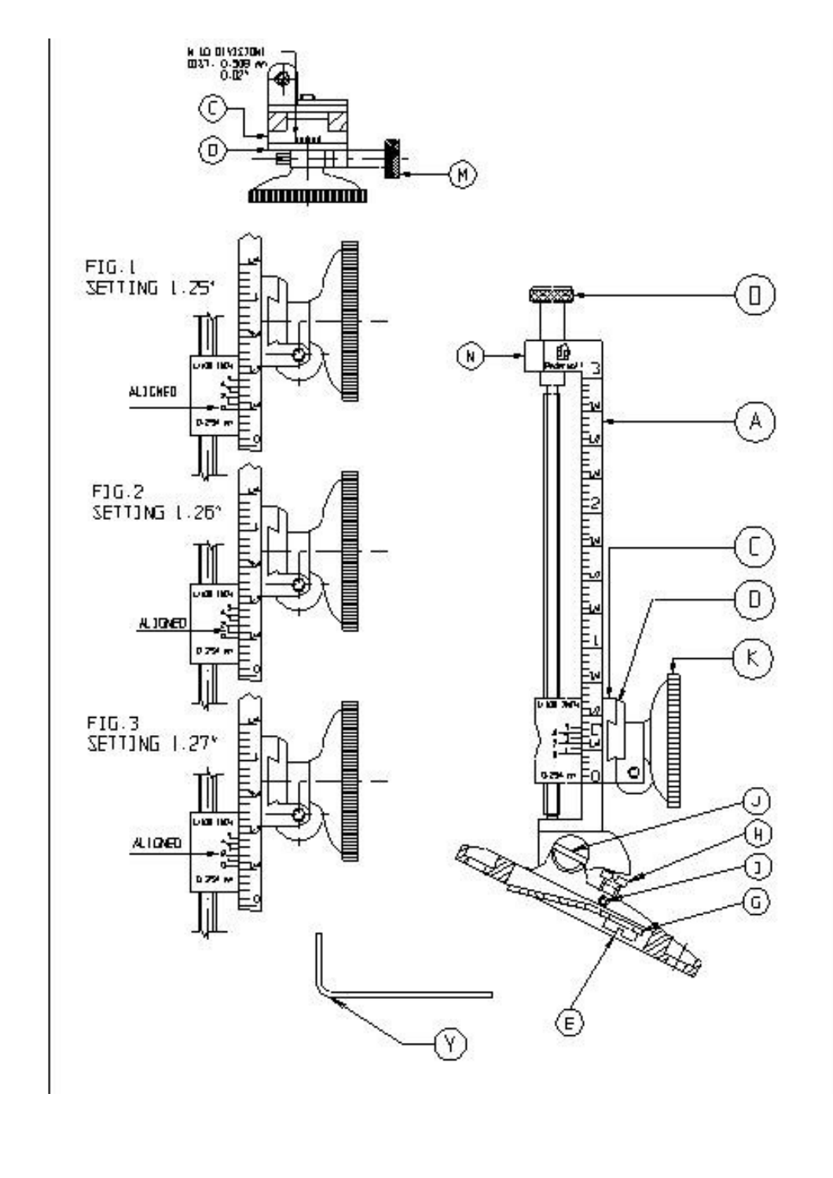N 10 DIVISIONS
DIST. 0.508 mm
0.02"

C
D
M

FIG.1
SETTING 1.25"

ALIGNED

0.254 mm

FIG.2
SETTING 1.26"

ALIGNED

0.254 mm

FIG.3
SETTING 1.27"

ALIGNED

0.254 mm

O
N
A
C
D
K
J
H
J
G
E
Y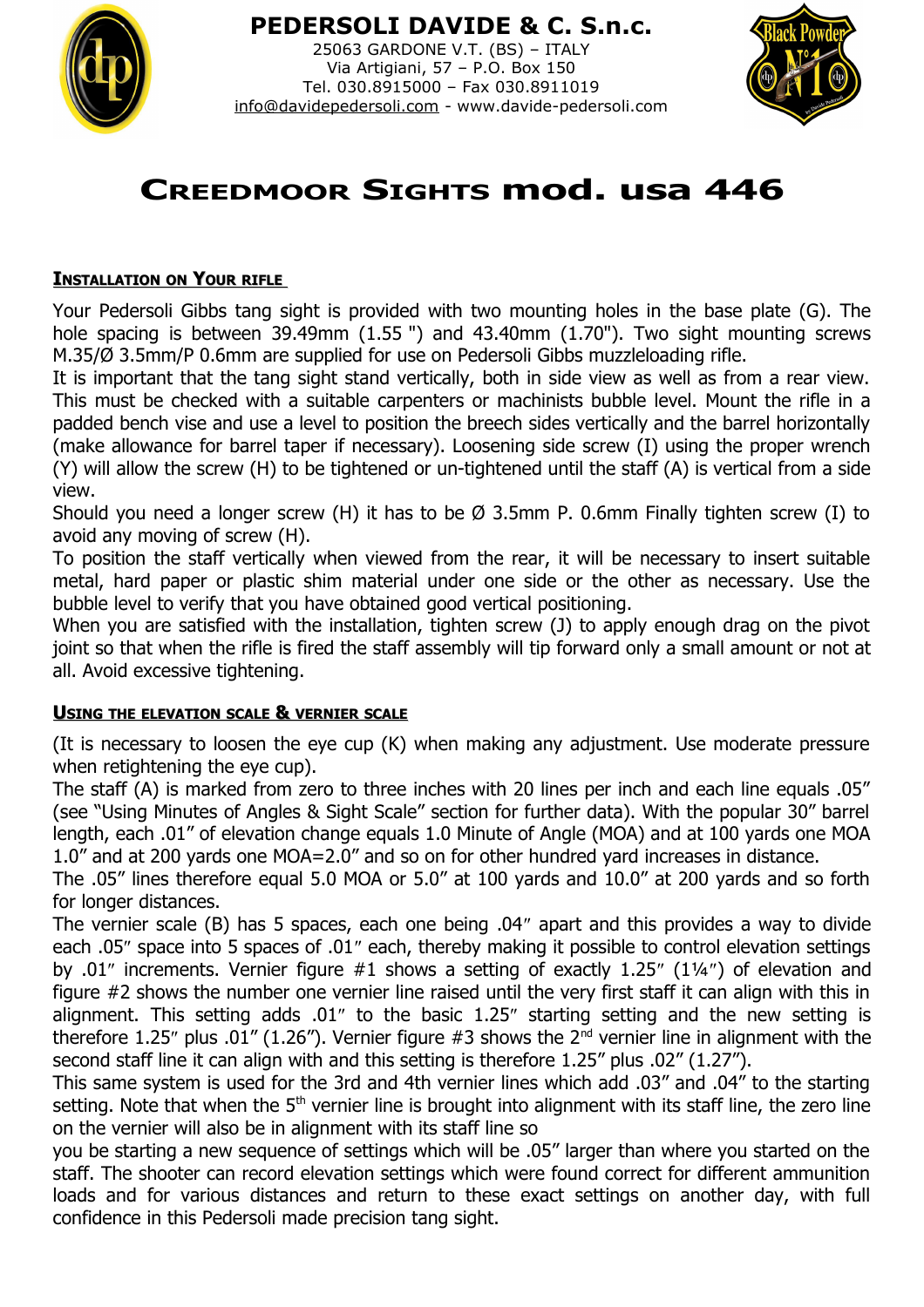# PEDERSOLI DAVIDE & C. S.n.c.

25063 GARDONE V.T. (BS) – ITALY
Via Artigiani, 57 – P.O. Box 150
Tel. 030.8915000 – Fax 030.8911019
info@davidepedersoli.com - www.davide-pedersoli.com

# Creedmoor Sights mod. usa 446

## Installation on Your rifle

Your Pedersoli Gibbs tang sight is provided with two mounting holes in the base plate (G). The hole spacing is between 39.49mm (1.55 ") and 43.40mm (1.70"). Two sight mounting screws M.35/Ø 3.5mm/P 0.6mm are supplied for use on Pedersoli Gibbs muzzleloading rifle.
It is important that the tang sight stand vertically, both in side view as well as from a rear view. This must be checked with a suitable carpenters or machinists bubble level. Mount the rifle in a padded bench vise and use a level to position the breech sides vertically and the barrel horizontally (make allowance for barrel taper if necessary). Loosening side screw (I) using the proper wrench (Y) will allow the screw (H) to be tightened or un-tightened until the staff (A) is vertical from a side view.
Should you need a longer screw (H) it has to be Ø 3.5mm P. 0.6mm Finally tighten screw (I) to avoid any moving of screw (H).
To position the staff vertically when viewed from the rear, it will be necessary to insert suitable metal, hard paper or plastic shim material under one side or the other as necessary. Use the bubble level to verify that you have obtained good vertical positioning.
When you are satisfied with the installation, tighten screw (J) to apply enough drag on the pivot joint so that when the rifle is fired the staff assembly will tip forward only a small amount or not at all. Avoid excessive tightening.

## Using the elevation scale & vernier scale

(It is necessary to loosen the eye cup (K) when making any adjustment. Use moderate pressure when retightening the eye cup).
The staff (A) is marked from zero to three inches with 20 lines per inch and each line equals .05" (see "Using Minutes of Angles & Sight Scale" section for further data). With the popular 30" barrel length, each .01" of elevation change equals 1.0 Minute of Angle (MOA) and at 100 yards one MOA 1.0" and at 200 yards one MOA=2.0" and so on for other hundred yard increases in distance.
The .05" lines therefore equal 5.0 MOA or 5.0" at 100 yards and 10.0" at 200 yards and so forth for longer distances.
The vernier scale (B) has 5 spaces, each one being .04" apart and this provides a way to divide each .05" space into 5 spaces of .01" each, thereby making it possible to control elevation settings by .01" increments. Vernier figure #1 shows a setting of exactly 1.25" (1¼") of elevation and figure #2 shows the number one vernier line raised until the very first staff it can align with this in alignment. This setting adds .01" to the basic 1.25" starting setting and the new setting is therefore 1.25" plus .01" (1.26"). Vernier figure #3 shows the 2nd vernier line in alignment with the second staff line it can align with and this setting is therefore 1.25" plus .02" (1.27").
This same system is used for the 3rd and 4th vernier lines which add .03" and .04" to the starting setting. Note that when the 5th vernier line is brought into alignment with its staff line, the zero line on the vernier will also be in alignment with its staff line so
you be starting a new sequence of settings which will be .05" larger than where you started on the staff. The shooter can record elevation settings which were found correct for different ammunition loads and for various distances and return to these exact settings on another day, with full confidence in this Pedersoli made precision tang sight.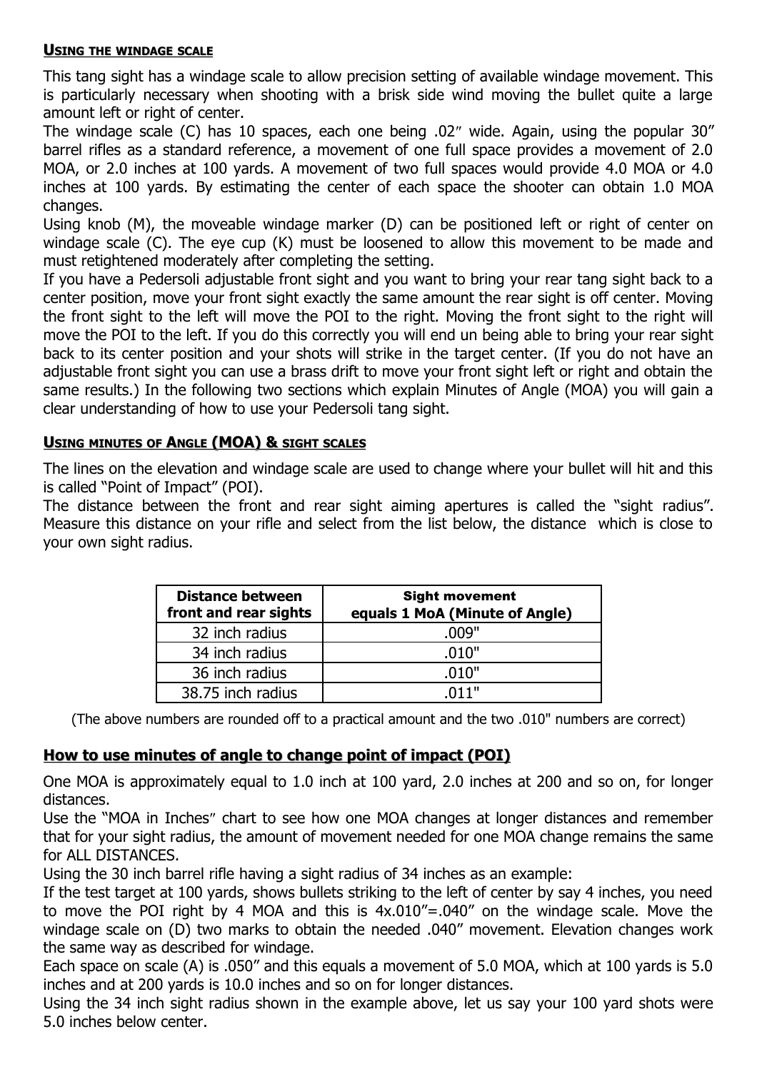## Using the windage scale

This tang sight has a windage scale to allow precision setting of available windage movement. This is particularly necessary when shooting with a brisk side wind moving the bullet quite a large amount left or right of center.

The windage scale (C) has 10 spaces, each one being .02″ wide. Again, using the popular 30″ barrel rifles as a standard reference, a movement of one full space provides a movement of 2.0 MOA, or 2.0 inches at 100 yards. A movement of two full spaces would provide 4.0 MOA or 4.0 inches at 100 yards. By estimating the center of each space the shooter can obtain 1.0 MOA changes.

Using knob (M), the moveable windage marker (D) can be positioned left or right of center on windage scale (C). The eye cup (K) must be loosened to allow this movement to be made and must retightened moderately after completing the setting.

If you have a Pedersoli adjustable front sight and you want to bring your rear tang sight back to a center position, move your front sight exactly the same amount the rear sight is off center. Moving the front sight to the left will move the POI to the right. Moving the front sight to the right will move the POI to the left. If you do this correctly you will end un being able to bring your rear sight back to its center position and your shots will strike in the target center. (If you do not have an adjustable front sight you can use a brass drift to move your front sight left or right and obtain the same results.) In the following two sections which explain Minutes of Angle (MOA) you will gain a clear understanding of how to use your Pedersoli tang sight.

## Using minutes of Angle (MOA) & sight scales

The lines on the elevation and windage scale are used to change where your bullet will hit and this is called "Point of Impact" (POI).

The distance between the front and rear sight aiming apertures is called the "sight radius". Measure this distance on your rifle and select from the list below, the distance which is close to your own sight radius.

| Distance between front and rear sights | Sight movement equals 1 MoA (Minute of Angle) |
|---|---|
| 32 inch radius | .009" |
| 34 inch radius | .010" |
| 36 inch radius | .010" |
| 38.75 inch radius | .011" |

(The above numbers are rounded off to a practical amount and the two .010" numbers are correct)

## How to use minutes of angle to change point of impact (POI)

One MOA is approximately equal to 1.0 inch at 100 yard, 2.0 inches at 200 and so on, for longer distances.

Use the "MOA in Inches" chart to see how one MOA changes at longer distances and remember that for your sight radius, the amount of movement needed for one MOA change remains the same for ALL DISTANCES.

Using the 30 inch barrel rifle having a sight radius of 34 inches as an example:

If the test target at 100 yards, shows bullets striking to the left of center by say 4 inches, you need to move the POI right by 4 MOA and this is 4x.010″=.040″ on the windage scale. Move the windage scale on (D) two marks to obtain the needed .040″ movement. Elevation changes work the same way as described for windage.

Each space on scale (A) is .050″ and this equals a movement of 5.0 MOA, which at 100 yards is 5.0 inches and at 200 yards is 10.0 inches and so on for longer distances.

Using the 34 inch sight radius shown in the example above, let us say your 100 yard shots were 5.0 inches below center.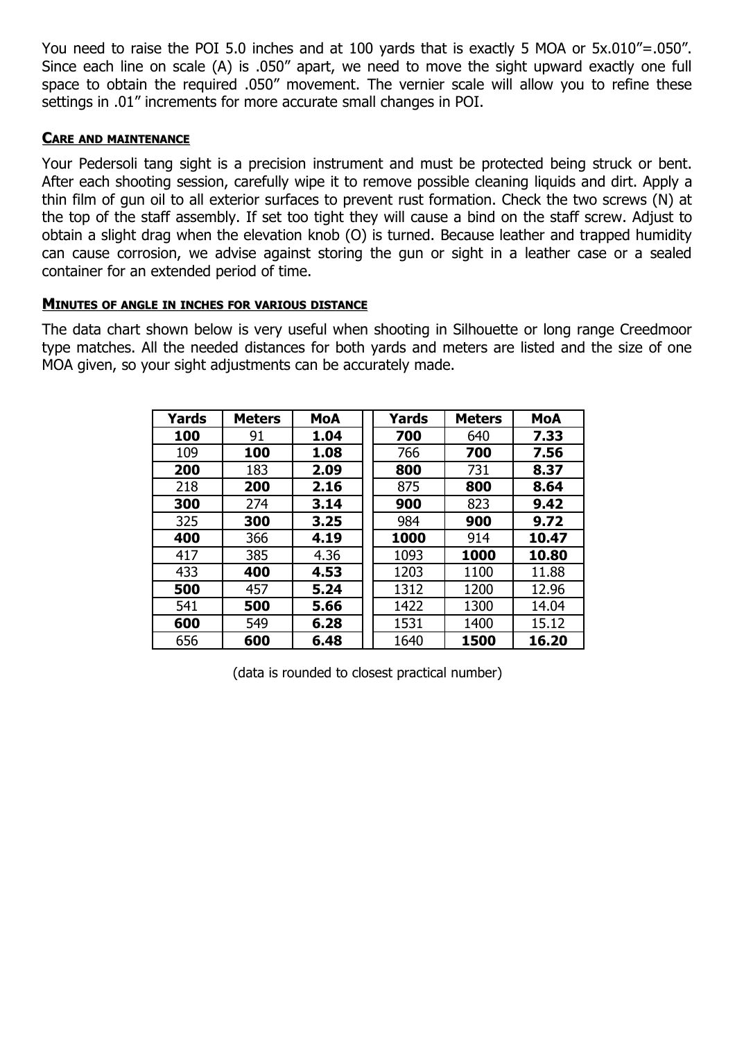You need to raise the POI 5.0 inches and at 100 yards that is exactly 5 MOA or 5x.010"=.050". Since each line on scale (A) is .050" apart, we need to move the sight upward exactly one full space to obtain the required .050" movement. The vernier scale will allow you to refine these settings in .01" increments for more accurate small changes in POI.

## CARE AND MAINTENANCE

Your Pedersoli tang sight is a precision instrument and must be protected being struck or bent. After each shooting session, carefully wipe it to remove possible cleaning liquids and dirt. Apply a thin film of gun oil to all exterior surfaces to prevent rust formation. Check the two screws (N) at the top of the staff assembly. If set too tight they will cause a bind on the staff screw. Adjust to obtain a slight drag when the elevation knob (O) is turned. Because leather and trapped humidity can cause corrosion, we advise against storing the gun or sight in a leather case or a sealed container for an extended period of time.

## MINUTES OF ANGLE IN INCHES FOR VARIOUS DISTANCE

The data chart shown below is very useful when shooting in Silhouette or long range Creedmoor type matches. All the needed distances for both yards and meters are listed and the size of one MOA given, so your sight adjustments can be accurately made.

| Yards | Meters | MoA |
|---|---|---|
| **100** | 91 | **1.04** |
| 109 | **100** | **1.08** |
| **200** | 183 | **2.09** |
| 218 | **200** | **2.16** |
| **300** | 274 | **3.14** |
| 325 | **300** | **3.25** |
| **400** | 366 | **4.19** |
| 417 | 385 | 4.36 |
| 433 | **400** | **4.53** |
| **500** | 457 | **5.24** |
| 541 | **500** | **5.66** |
| **600** | 549 | **6.28** |
| 656 | **600** | **6.48** |

| Yards | Meters | MoA |
|---|---|---|
| **700** | 640 | **7.33** |
| 766 | **700** | **7.56** |
| **800** | 731 | **8.37** |
| 875 | **800** | **8.64** |
| **900** | 823 | **9.42** |
| 984 | **900** | **9.72** |
| **1000** | 914 | **10.47** |
| 1093 | **1000** | **10.80** |
| 1203 | 1100 | 11.88 |
| 1312 | 1200 | 12.96 |
| 1422 | 1300 | 14.04 |
| 1531 | 1400 | 15.12 |
| 1640 | **1500** | **16.20** |

(data is rounded to closest practical number)